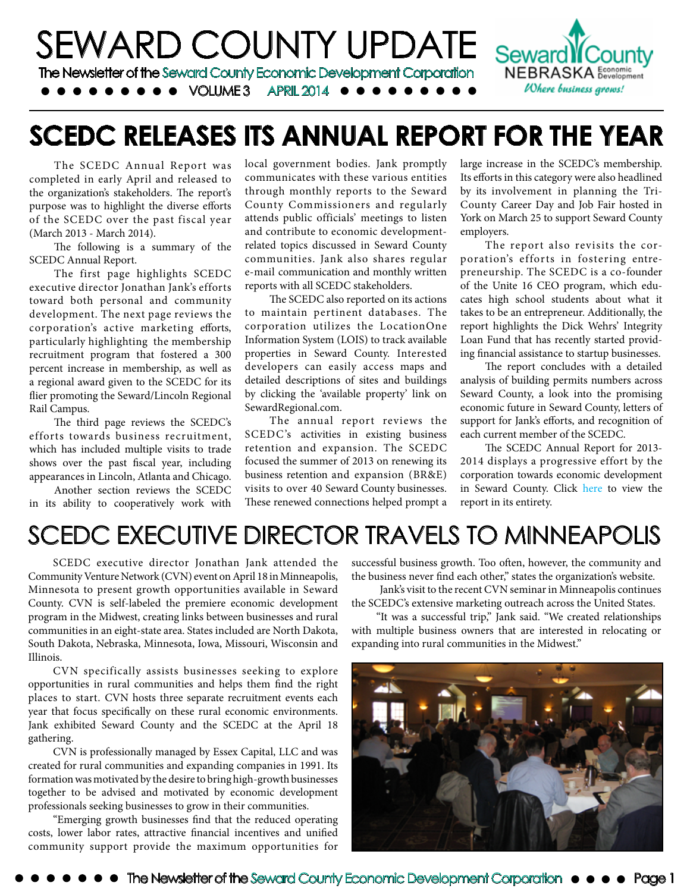# SEWARD COUNTY UPDATE

The Newsletter of the Seward County Economic Development Corporation

VOLUME 3 APRIL 2014

## SCEDC RELEASES ITS ANNUAL REPORT FOR THE YEAR

The SCEDC Annual Report was completed in early April and released to the organization's stakeholders. The report's purpose was to highlight the diverse efforts of the SCEDC over the past fiscal year (March 2013 - March 2014).

The following is a summary of the SCEDC Annual Report.

The first page highlights SCEDC executive director Jonathan Jank's efforts toward both personal and community development. The next page reviews the corporation's active marketing efforts, particularly highlighting the membership recruitment program that fostered a 300 percent increase in membership, as well as a regional award given to the SCEDC for its flier promoting the Seward/Lincoln Regional Rail Campus.

The third page reviews the SCEDC's efforts towards business recruitment, which has included multiple visits to trade shows over the past fiscal year, including appearances in Lincoln, Atlanta and Chicago.

Another section reviews the SCEDC in its ability to cooperatively work with local government bodies. Jank promptly communicates with these various entities through monthly reports to the Seward County Commissioners and regularly attends public officials' meetings to listen and contribute to economic development-related topics discussed in Seward County communities. Jank also shares regular e-mail communication and monthly written reports with all SCEDC stakeholders.

The SCEDC also reported on its actions to maintain pertinent databases. The corporation utilizes the LocationOne Information System (LOIS) to track available properties in Seward County. Interested developers can easily access maps and detailed descriptions of sites and buildings by clicking the 'available property' link on SewardRegional.com.

The annual report reviews the SCEDC's activities in existing business retention and expansion. The SCEDC focused the summer of 2013 on renewing its business retention and expansion (BR&E) visits to over 40 Seward County businesses. These renewed connections helped prompt a large increase in the SCEDC's membership. Its efforts in this category were also headlined by its involvement in planning the Tri-County Career Day and Job Fair hosted in York on March 25 to support Seward County employers.

The report also revisits the corporation's efforts in fostering entrepreneurship. The SCEDC is a co-founder of the Unite 16 CEO program, which educates high school students about what it takes to be an entrepreneur. Additionally, the report highlights the Dick Wehrs' Integrity Loan Fund that has recently started providing financial assistance to startup businesses.

The report concludes with a detailed analysis of building permits numbers across Seward County, a look into the promising economic future in Seward County, letters of support for Jank's efforts, and recognition of each current member of the SCEDC.

The SCEDC Annual Report for 2013-2014 displays a progressive effort by the corporation towards economic development in Seward County. Click here to view the report in its entirety.

## SCEDC EXECUTIVE DIRECTOR TRAVELS TO MINNEAPOLIS

SCEDC executive director Jonathan Jank attended the Community Venture Network (CVN) event on April 18 in Minneapolis, Minnesota to present growth opportunities available in Seward County. CVN is self-labeled the premiere economic development program in the Midwest, creating links between businesses and rural communities in an eight-state area. States included are North Dakota, South Dakota, Nebraska, Minnesota, Iowa, Missouri, Wisconsin and Illinois.

CVN specifically assists businesses seeking to explore opportunities in rural communities and helps them find the right places to start. CVN hosts three separate recruitment events each year that focus specifically on these rural economic environments. Jank exhibited Seward County and the SCEDC at the April 18 gathering.

CVN is professionally managed by Essex Capital, LLC and was created for rural communities and expanding companies in 1991. Its formation was motivated by the desire to bring high-growth businesses together to be advised and motivated by economic development professionals seeking businesses to grow in their communities.

"Emerging growth businesses find that the reduced operating costs, lower labor rates, attractive financial incentives and unified community support provide the maximum opportunities for successful business growth. Too often, however, the community and the business never find each other," states the organization's website.

Jank's visit to the recent CVN seminar in Minneapolis continues the SCEDC's extensive marketing outreach across the United States.

"It was a successful trip," Jank said. "We created relationships with multiple business owners that are interested in relocating or expanding into rural communities in the Midwest."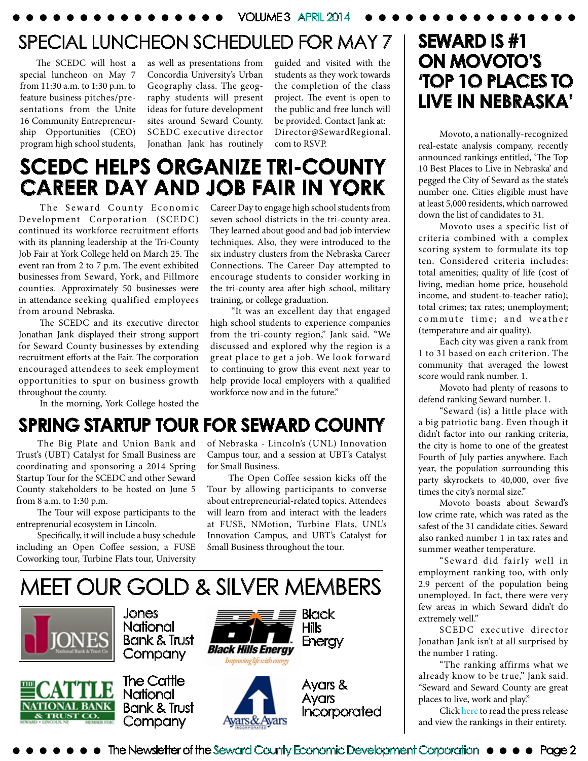## SPECIAL LUNCHEON SCHEDULED FOR MAY 7

The SCEDC will host a special luncheon on May 7 from 11:30 a.m. to 1:30 p.m. to feature business pitches/presentations from the Unite 16 Community Entrepreneurship Opportunities (CEO) program high school students, as well as presentations from Concordia University's Urban Geography class. The geography students will present ideas for future development sites around Seward County. SCEDC executive director Jonathan Jank has routinely guided and visited with the students as they work towards the completion of the class project. The event is open to the public and free lunch will be provided. Contact Jank at: Director@SewardRegional.com to RSVP.

## SCEDC HELPS ORGANIZE TRI-COUNTY CAREER DAY AND JOB FAIR IN YORK

The Seward County Economic Development Corporation (SCEDC) continued its workforce recruitment efforts with its planning leadership at the Tri-County Job Fair at York College held on March 25. The event ran from 2 to 7 p.m. The event exhibited businesses from Seward, York, and Fillmore counties. Approximately 50 businesses were in attendance seeking qualified employees from around Nebraska.

The SCEDC and its executive director Jonathan Jank displayed their strong support for Seward County businesses by extending recruitment efforts at the Fair. The corporation encouraged attendees to seek employment opportunities to spur on business growth throughout the county.

In the morning, York College hosted the Career Day to engage high school students from seven school districts in the tri-county area. They learned about good and bad job interview techniques. Also, they were introduced to the six industry clusters from the Nebraska Career Connections. The Career Day attempted to encourage students to consider working in the tri-county area after high school, military training, or college graduation.

"It was an excellent day that engaged high school students to experience companies from the tri-county region," Jank said. "We discussed and explored why the region is a great place to get a job. We look forward to continuing to grow this event next year to help provide local employers with a qualified workforce now and in the future."

## SPRING STARTUP TOUR FOR SEWARD COUNTY

The Big Plate and Union Bank and Trust's (UBT) Catalyst for Small Business are coordinating and sponsoring a 2014 Spring Startup Tour for the SCEDC and other Seward County stakeholders to be hosted on June 5 from 8 a.m. to 1:30 p.m.

The Tour will expose participants to the entrepreneurial ecosystem in Lincoln.

Specifically, it will include a busy schedule including an Open Coffee session, a FUSE Coworking tour, Turbine Flats tour, University of Nebraska - Lincoln's (UNL) Innovation Campus tour, and a session at UBT's Catalyst for Small Business.

The Open Coffee session kicks off the Tour by allowing participants to converse about entrepreneurial-related topics. Attendees will learn from and interact with the leaders at FUSE, NMotion, Turbine Flats, UNL's Innovation Campus, and UBT's Catalyst for Small Business throughout the tour.

## MEET OUR GOLD & SILVER MEMBERS

Jones National Bank & Trust Company

Black Hills Energy

The Cattle National Bank & Trust Company

Ayars & Ayars Incorporated

## SEWARD IS #1 ON MOVOTO'S 'TOP 10 PLACES TO LIVE IN NEBRASKA'

Movoto, a nationally-recognized real-estate analysis company, recently announced rankings entitled, 'The Top 10 Best Places to Live in Nebraska' and pegged the City of Seward as the state's number one. Cities eligible must have at least 5,000 residents, which narrowed down the list of candidates to 31.

Movoto uses a specific list of criteria combined with a complex scoring system to formulate its top ten. Considered criteria includes: total amenities; quality of life (cost of living, median home price, household income, and student-to-teacher ratio); total crimes; tax rates; unemployment; commute time; and weather (temperature and air quality).

Each city was given a rank from 1 to 31 based on each criterion. The community that averaged the lowest score would rank number. 1.

Movoto had plenty of reasons to defend ranking Seward number. 1.

"Seward (is) a little place with a big patriotic bang. Even though it didn't factor into our ranking criteria, the city is home to one of the greatest Fourth of July parties anywhere. Each year, the population surrounding this party skyrockets to 40,000, over five times the city's normal size."

Movoto boasts about Seward's low crime rate, which was rated as the safest of the 31 candidate cities. Seward also ranked number 1 in tax rates and summer weather temperature.

"Seward did fairly well in employment ranking too, with only 2.9 percent of the population being unemployed. In fact, there were very few areas in which Seward didn't do extremely well."

SCEDC executive director Jonathan Jank isn't at all surprised by the number 1 rating.

"The ranking affirms what we already know to be true," Jank said. "Seward and Seward County are great places to live, work and play."

Click here to read the press release and view the rankings in their entirety.